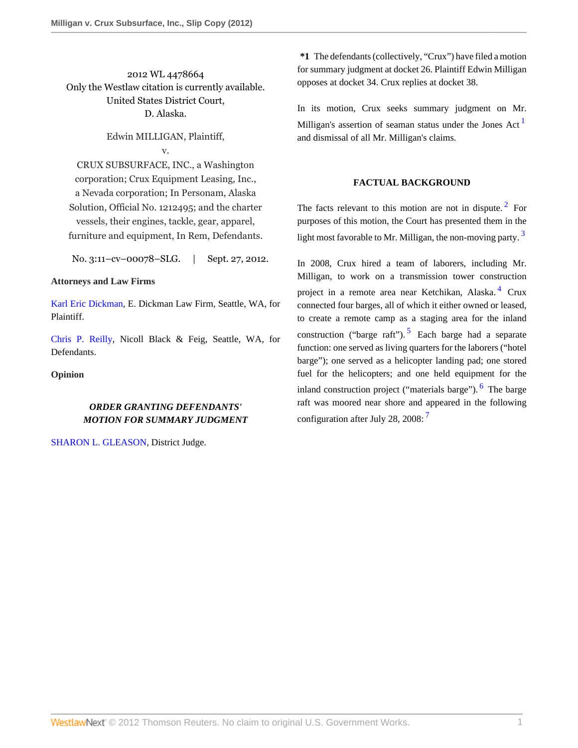2012 WL 4478664
Only the Westlaw citation is currently available.
United States District Court,
D. Alaska.

Edwin MILLIGAN, Plaintiff,
v.
CRUX SUBSURFACE, INC., a Washington corporation; Crux Equipment Leasing, Inc., a Nevada corporation; In Personam, Alaska Solution, Official No. 1212495; and the charter vessels, their engines, tackle, gear, apparel, furniture and equipment, In Rem, Defendants.

No. 3:11–cv–00078–SLG. | Sept. 27, 2012.

**Attorneys and Law Firms**

Karl Eric Dickman, E. Dickman Law Firm, Seattle, WA, for Plaintiff.

Chris P. Reilly, Nicoll Black & Feig, Seattle, WA, for Defendants.

**Opinion**

***ORDER GRANTING DEFENDANTS' MOTION FOR SUMMARY JUDGMENT***

SHARON L. GLEASON, District Judge.

**\*1** The defendants (collectively, "Crux") have filed a motion for summary judgment at docket 26. Plaintiff Edwin Milligan opposes at docket 34. Crux replies at docket 38.

In its motion, Crux seeks summary judgment on Mr. Milligan's assertion of seaman status under the Jones Act [1] and dismissal of all Mr. Milligan's claims.

## FACTUAL BACKGROUND

The facts relevant to this motion are not in dispute. [2] For purposes of this motion, the Court has presented them in the light most favorable to Mr. Milligan, the non-moving party. [3]

In 2008, Crux hired a team of laborers, including Mr. Milligan, to work on a transmission tower construction project in a remote area near Ketchikan, Alaska. [4] Crux connected four barges, all of which it either owned or leased, to create a remote camp as a staging area for the inland construction ("barge raft"). [5] Each barge had a separate function: one served as living quarters for the laborers ("hotel barge"); one served as a helicopter landing pad; one stored fuel for the helicopters; and one held equipment for the inland construction project ("materials barge"). [6] The barge raft was moored near shore and appeared in the following configuration after July 28, 2008: [7]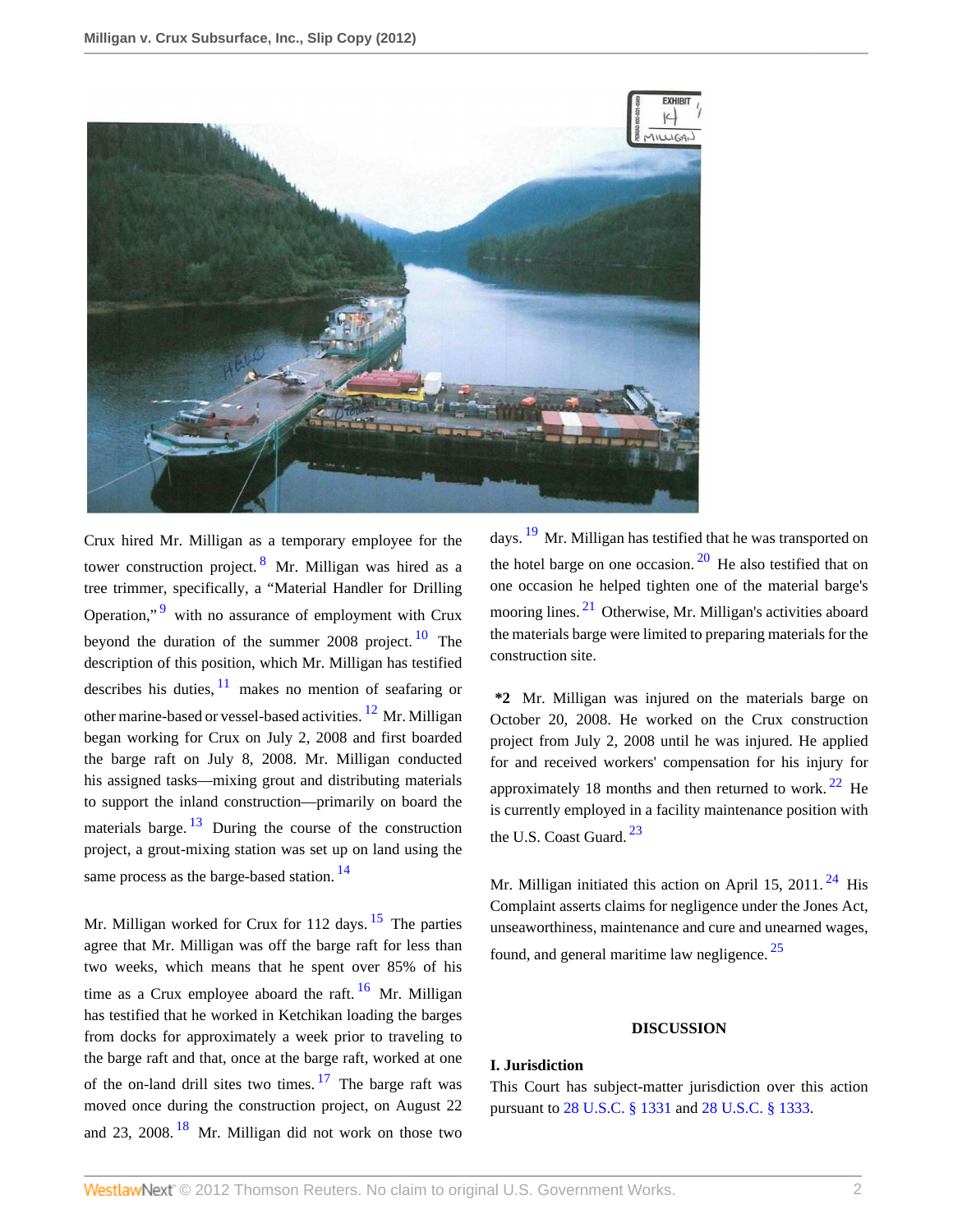Crux hired Mr. Milligan as a temporary employee for the tower construction project.[8] Mr. Milligan was hired as a tree trimmer, specifically, a "Material Handler for Drilling Operation,"[9] with no assurance of employment with Crux beyond the duration of the summer 2008 project.[10] The description of this position, which Mr. Milligan has testified describes his duties,[11] makes no mention of seafaring or other marine-based or vessel-based activities.[12] Mr. Milligan began working for Crux on July 2, 2008 and first boarded the barge raft on July 8, 2008. Mr. Milligan conducted his assigned tasks—mixing grout and distributing materials to support the inland construction—primarily on board the materials barge.[13] During the course of the construction project, a grout-mixing station was set up on land using the same process as the barge-based station.[14]

Mr. Milligan worked for Crux for 112 days.[15] The parties agree that Mr. Milligan was off the barge raft for less than two weeks, which means that he spent over 85% of his time as a Crux employee aboard the raft.[16] Mr. Milligan has testified that he worked in Ketchikan loading the barges from docks for approximately a week prior to traveling to the barge raft and that, once at the barge raft, worked at one of the on-land drill sites two times.[17] The barge raft was moved once during the construction project, on August 22 and 23, 2008.[18] Mr. Milligan did not work on those two days.[19] Mr. Milligan has testified that he was transported on the hotel barge on one occasion.[20] He also testified that on one occasion he helped tighten one of the material barge's mooring lines.[21] Otherwise, Mr. Milligan's activities aboard the materials barge were limited to preparing materials for the construction site.

**\*2** Mr. Milligan was injured on the materials barge on October 20, 2008. He worked on the Crux construction project from July 2, 2008 until he was injured. He applied for and received workers' compensation for his injury for approximately 18 months and then returned to work.[22] He is currently employed in a facility maintenance position with the U.S. Coast Guard.[23]

Mr. Milligan initiated this action on April 15, 2011.[24] His Complaint asserts claims for negligence under the Jones Act, unseaworthiness, maintenance and cure and unearned wages, found, and general maritime law negligence.[25]

## DISCUSSION

### I. Jurisdiction

This Court has subject-matter jurisdiction over this action pursuant to 28 U.S.C. § 1331 and 28 U.S.C. § 1333.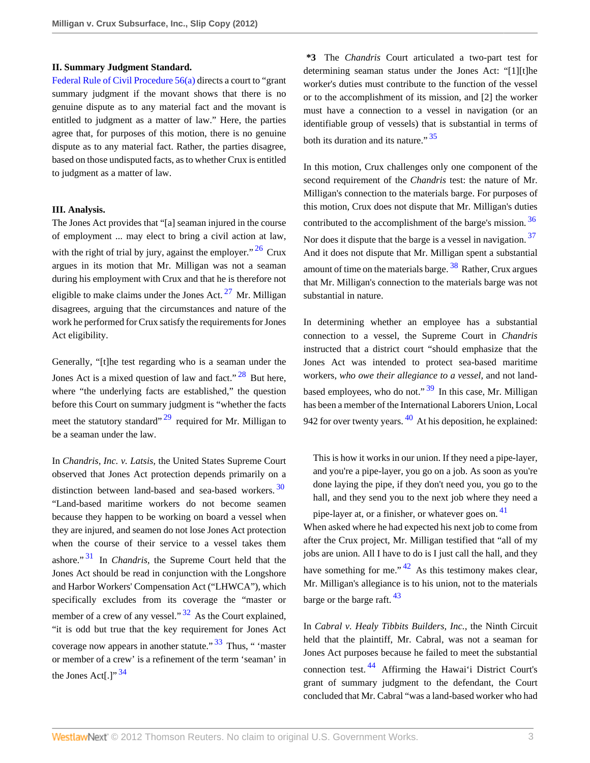## II. Summary Judgment Standard.

Federal Rule of Civil Procedure 56(a) directs a court to "grant summary judgment if the movant shows that there is no genuine dispute as to any material fact and the movant is entitled to judgment as a matter of law." Here, the parties agree that, for purposes of this motion, there is no genuine dispute as to any material fact. Rather, the parties disagree, based on those undisputed facts, as to whether Crux is entitled to judgment as a matter of law.

## III. Analysis.

The Jones Act provides that "[a] seaman injured in the course of employment ... may elect to bring a civil action at law, with the right of trial by jury, against the employer."[26] Crux argues in its motion that Mr. Milligan was not a seaman during his employment with Crux and that he is therefore not eligible to make claims under the Jones Act.[27] Mr. Milligan disagrees, arguing that the circumstances and nature of the work he performed for Crux satisfy the requirements for Jones Act eligibility.

Generally, "[t]he test regarding who is a seaman under the Jones Act is a mixed question of law and fact."[28] But here, where "the underlying facts are established," the question before this Court on summary judgment is "whether the facts meet the statutory standard"[29] required for Mr. Milligan to be a seaman under the law.

In *Chandris, Inc. v. Latsis,* the United States Supreme Court observed that Jones Act protection depends primarily on a distinction between land-based and sea-based workers.[30] "Land-based maritime workers do not become seamen because they happen to be working on board a vessel when they are injured, and seamen do not lose Jones Act protection when the course of their service to a vessel takes them ashore."[31] In *Chandris,* the Supreme Court held that the Jones Act should be read in conjunction with the Longshore and Harbor Workers' Compensation Act ("LHWCA"), which specifically excludes from its coverage the "master or member of a crew of any vessel."[32] As the Court explained, "it is odd but true that the key requirement for Jones Act coverage now appears in another statute."[33] Thus, " 'master or member of a crew' is a refinement of the term 'seaman' in the Jones Act[.]"[34]

**\*3** The *Chandris* Court articulated a two-part test for determining seaman status under the Jones Act: "[1][t]he worker's duties must contribute to the function of the vessel or to the accomplishment of its mission, and [2] the worker must have a connection to a vessel in navigation (or an identifiable group of vessels) that is substantial in terms of both its duration and its nature."[35]

In this motion, Crux challenges only one component of the second requirement of the *Chandris* test: the nature of Mr. Milligan's connection to the materials barge. For purposes of this motion, Crux does not dispute that Mr. Milligan's duties contributed to the accomplishment of the barge's mission.[36] Nor does it dispute that the barge is a vessel in navigation.[37] And it does not dispute that Mr. Milligan spent a substantial amount of time on the materials barge.[38] Rather, Crux argues that Mr. Milligan's connection to the materials barge was not substantial in nature.

In determining whether an employee has a substantial connection to a vessel, the Supreme Court in *Chandris* instructed that a district court "should emphasize that the Jones Act was intended to protect sea-based maritime workers, *who owe their allegiance to a vessel,* and not land-based employees, who do not."[39] In this case, Mr. Milligan has been a member of the International Laborers Union, Local 942 for over twenty years.[40] At his deposition, he explained:

> This is how it works in our union. If they need a pipe-layer, and you're a pipe-layer, you go on a job. As soon as you're done laying the pipe, if they don't need you, you go to the hall, and they send you to the next job where they need a pipe-layer at, or a finisher, or whatever goes on.[41]

When asked where he had expected his next job to come from after the Crux project, Mr. Milligan testified that "all of my jobs are union. All I have to do is I just call the hall, and they have something for me."[42] As this testimony makes clear, Mr. Milligan's allegiance is to his union, not to the materials barge or the barge raft.[43]

In *Cabral v. Healy Tibbits Builders, Inc.,* the Ninth Circuit held that the plaintiff, Mr. Cabral, was not a seaman for Jones Act purposes because he failed to meet the substantial connection test.[44] Affirming the Hawai'i District Court's grant of summary judgment to the defendant, the Court concluded that Mr. Cabral "was a land-based worker who had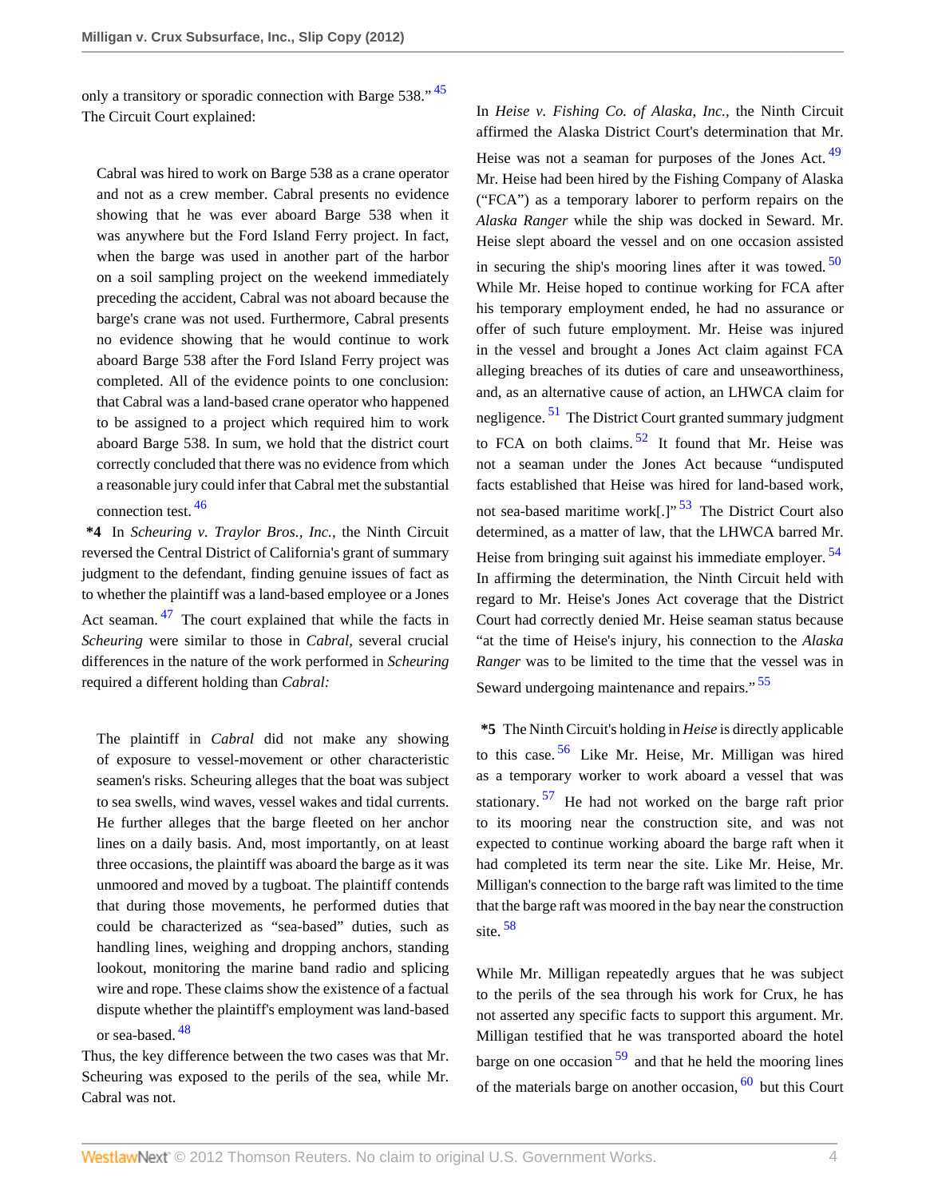only a transitory or sporadic connection with Barge 538." [45] The Circuit Court explained:

> Cabral was hired to work on Barge 538 as a crane operator and not as a crew member. Cabral presents no evidence showing that he was ever aboard Barge 538 when it was anywhere but the Ford Island Ferry project. In fact, when the barge was used in another part of the harbor on a soil sampling project on the weekend immediately preceding the accident, Cabral was not aboard because the barge's crane was not used. Furthermore, Cabral presents no evidence showing that he would continue to work aboard Barge 538 after the Ford Island Ferry project was completed. All of the evidence points to one conclusion: that Cabral was a land-based crane operator who happened to be assigned to a project which required him to work aboard Barge 538. In sum, we hold that the district court correctly concluded that there was no evidence from which a reasonable jury could infer that Cabral met the substantial connection test. [46]

**\*4** In *Scheuring v. Traylor Bros., Inc.*, the Ninth Circuit reversed the Central District of California's grant of summary judgment to the defendant, finding genuine issues of fact as to whether the plaintiff was a land-based employee or a Jones Act seaman. [47] The court explained that while the facts in *Scheuring* were similar to those in *Cabral*, several crucial differences in the nature of the work performed in *Scheuring* required a different holding than *Cabral:*

> The plaintiff in *Cabral* did not make any showing of exposure to vessel-movement or other characteristic seamen's risks. Scheuring alleges that the boat was subject to sea swells, wind waves, vessel wakes and tidal currents. He further alleges that the barge fleeted on her anchor lines on a daily basis. And, most importantly, on at least three occasions, the plaintiff was aboard the barge as it was unmoored and moved by a tugboat. The plaintiff contends that during those movements, he performed duties that could be characterized as "sea-based" duties, such as handling lines, weighing and dropping anchors, standing lookout, monitoring the marine band radio and splicing wire and rope. These claims show the existence of a factual dispute whether the plaintiff's employment was land-based or sea-based. [48]

Thus, the key difference between the two cases was that Mr. Scheuring was exposed to the perils of the sea, while Mr. Cabral was not.

In *Heise v. Fishing Co. of Alaska, Inc.*, the Ninth Circuit affirmed the Alaska District Court's determination that Mr. Heise was not a seaman for purposes of the Jones Act. [49] Mr. Heise had been hired by the Fishing Company of Alaska ("FCA") as a temporary laborer to perform repairs on the *Alaska Ranger* while the ship was docked in Seward. Mr. Heise slept aboard the vessel and on one occasion assisted in securing the ship's mooring lines after it was towed. [50] While Mr. Heise hoped to continue working for FCA after his temporary employment ended, he had no assurance or offer of such future employment. Mr. Heise was injured in the vessel and brought a Jones Act claim against FCA alleging breaches of its duties of care and unseaworthiness, and, as an alternative cause of action, an LHWCA claim for negligence. [51] The District Court granted summary judgment to FCA on both claims. [52] It found that Mr. Heise was not a seaman under the Jones Act because "undisputed facts established that Heise was hired for land-based work, not sea-based maritime work[.]" [53] The District Court also determined, as a matter of law, that the LHWCA barred Mr. Heise from bringing suit against his immediate employer. [54] In affirming the determination, the Ninth Circuit held with regard to Mr. Heise's Jones Act coverage that the District Court had correctly denied Mr. Heise seaman status because "at the time of Heise's injury, his connection to the *Alaska Ranger* was to be limited to the time that the vessel was in Seward undergoing maintenance and repairs." [55]

**\*5** The Ninth Circuit's holding in *Heise* is directly applicable to this case. [56] Like Mr. Heise, Mr. Milligan was hired as a temporary worker to work aboard a vessel that was stationary. [57] He had not worked on the barge raft prior to its mooring near the construction site, and was not expected to continue working aboard the barge raft when it had completed its term near the site. Like Mr. Heise, Mr. Milligan's connection to the barge raft was limited to the time that the barge raft was moored in the bay near the construction site. [58]

While Mr. Milligan repeatedly argues that he was subject to the perils of the sea through his work for Crux, he has not asserted any specific facts to support this argument. Mr. Milligan testified that he was transported aboard the hotel barge on one occasion [59] and that he held the mooring lines of the materials barge on another occasion, [60] but this Court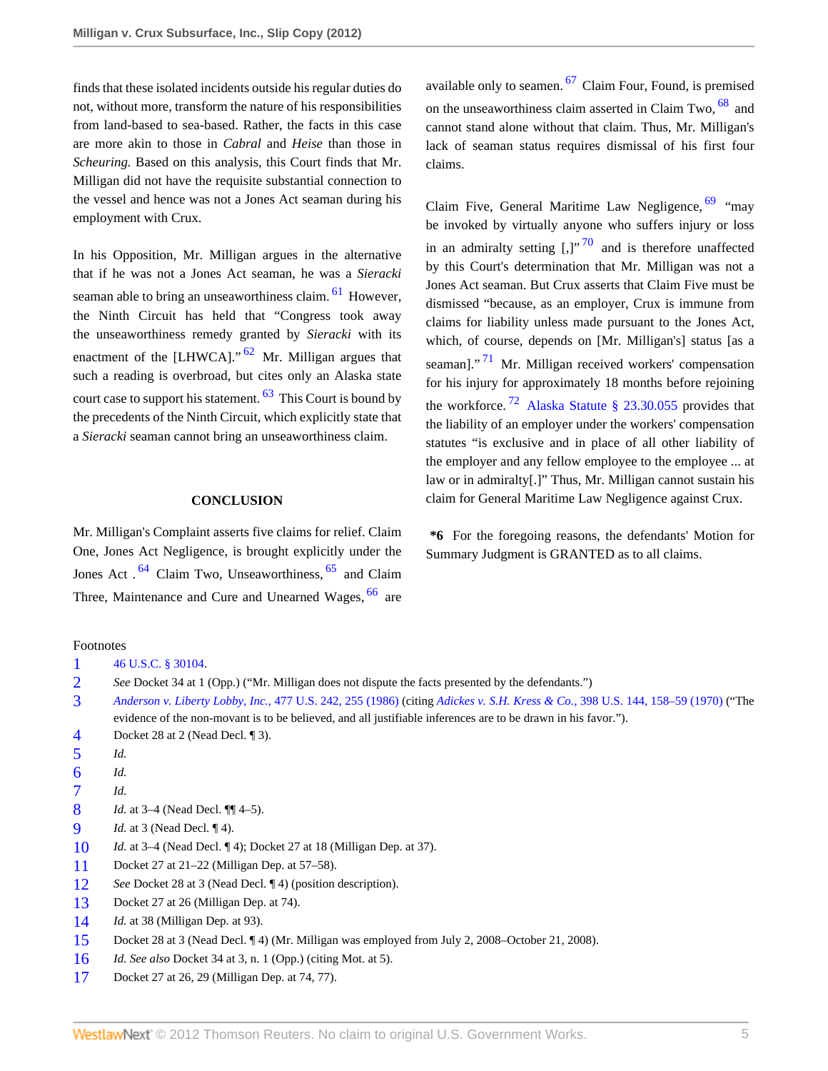finds that these isolated incidents outside his regular duties do not, without more, transform the nature of his responsibilities from land-based to sea-based. Rather, the facts in this case are more akin to those in *Cabral* and *Heise* than those in *Scheuring*. Based on this analysis, this Court finds that Mr. Milligan did not have the requisite substantial connection to the vessel and hence was not a Jones Act seaman during his employment with Crux.

In his Opposition, Mr. Milligan argues in the alternative that if he was not a Jones Act seaman, he was a *Sieracki* seaman able to bring an unseaworthiness claim. [61] However, the Ninth Circuit has held that "Congress took away the unseaworthiness remedy granted by *Sieracki* with its enactment of the [LHWCA]." [62] Mr. Milligan argues that such a reading is overbroad, but cites only an Alaska state court case to support his statement. [63] This Court is bound by the precedents of the Ninth Circuit, which explicitly state that a *Sieracki* seaman cannot bring an unseaworthiness claim.

## CONCLUSION

Mr. Milligan's Complaint asserts five claims for relief. Claim One, Jones Act Negligence, is brought explicitly under the Jones Act . [64] Claim Two, Unseaworthiness, [65] and Claim Three, Maintenance and Cure and Unearned Wages, [66] are available only to seamen. [67] Claim Four, Found, is premised on the unseaworthiness claim asserted in Claim Two, [68] and cannot stand alone without that claim. Thus, Mr. Milligan's lack of seaman status requires dismissal of his first four claims.

Claim Five, General Maritime Law Negligence, [69] "may be invoked by virtually anyone who suffers injury or loss in an admiralty setting [,]" [70] and is therefore unaffected by this Court's determination that Mr. Milligan was not a Jones Act seaman. But Crux asserts that Claim Five must be dismissed "because, as an employer, Crux is immune from claims for liability unless made pursuant to the Jones Act, which, of course, depends on [Mr. Milligan's] status [as a seaman]." [71] Mr. Milligan received workers' compensation for his injury for approximately 18 months before rejoining the workforce. [72] Alaska Statute § 23.30.055 provides that the liability of an employer under the workers' compensation statutes "is exclusive and in place of all other liability of the employer and any fellow employee to the employee ... at law or in admiralty[.]" Thus, Mr. Milligan cannot sustain his claim for General Maritime Law Negligence against Crux.

**\*6** For the foregoing reasons, the defendants' Motion for Summary Judgment is GRANTED as to all claims.

Footnotes

1. 46 U.S.C. § 30104.
2. *See* Docket 34 at 1 (Opp.) ("Mr. Milligan does not dispute the facts presented by the defendants.")
3. *Anderson v. Liberty Lobby, Inc.*, 477 U.S. 242, 255 (1986) (citing *Adickes v. S.H. Kress & Co.*, 398 U.S. 144, 158–59 (1970) ("The evidence of the non-movant is to be believed, and all justifiable inferences are to be drawn in his favor.").
4. Docket 28 at 2 (Nead Decl. ¶ 3).
5. *Id.*
6. *Id.*
7. *Id.*
8. *Id.* at 3–4 (Nead Decl. ¶¶ 4–5).
9. *Id.* at 3 (Nead Decl. ¶ 4).
10. *Id.* at 3–4 (Nead Decl. ¶ 4); Docket 27 at 18 (Milligan Dep. at 37).
11. Docket 27 at 21–22 (Milligan Dep. at 57–58).
12. *See* Docket 28 at 3 (Nead Decl. ¶ 4) (position description).
13. Docket 27 at 26 (Milligan Dep. at 74).
14. *Id.* at 38 (Milligan Dep. at 93).
15. Docket 28 at 3 (Nead Decl. ¶ 4) (Mr. Milligan was employed from July 2, 2008–October 21, 2008).
16. *Id. See also* Docket 34 at 3, n. 1 (Opp.) (citing Mot. at 5).
17. Docket 27 at 26, 29 (Milligan Dep. at 74, 77).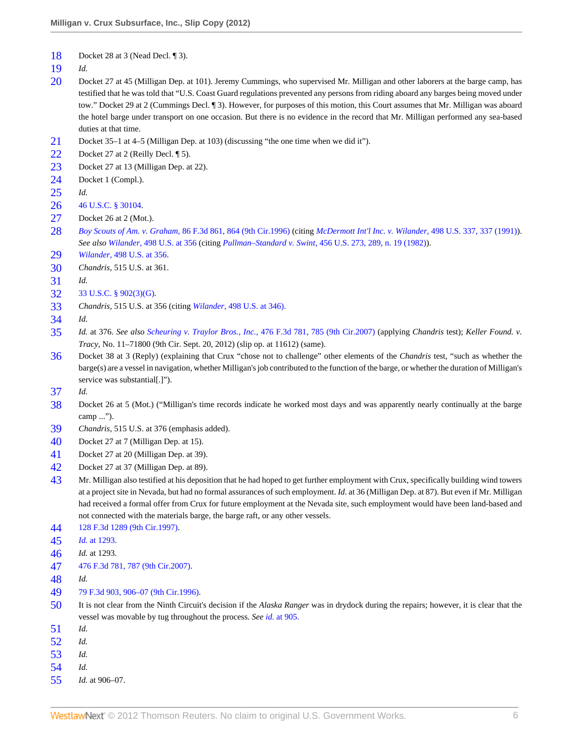18 Docket 28 at 3 (Nead Decl. ¶ 3).

19 *Id.*

20 Docket 27 at 45 (Milligan Dep. at 101). Jeremy Cummings, who supervised Mr. Milligan and other laborers at the barge camp, has testified that he was told that "U.S. Coast Guard regulations prevented any persons from riding aboard any barges being moved under tow." Docket 29 at 2 (Cummings Decl. ¶ 3). However, for purposes of this motion, this Court assumes that Mr. Milligan was aboard the hotel barge under transport on one occasion. But there is no evidence in the record that Mr. Milligan performed any sea-based duties at that time.

21 Docket 35–1 at 4–5 (Milligan Dep. at 103) (discussing "the one time when we did it").

22 Docket 27 at 2 (Reilly Decl. ¶ 5).

23 Docket 27 at 13 (Milligan Dep. at 22).

24 Docket 1 (Compl.).

25 *Id.*

26 46 U.S.C. § 30104.

27 Docket 26 at 2 (Mot.).

28 *Boy Scouts of Am. v. Graham,* 86 F.3d 861, 864 (9th Cir.1996) (citing *McDermott Int'l Inc. v. Wilander,* 498 U.S. 337, 337 (1991)). *See also Wilander,* 498 U.S. at 356 (citing *Pullman–Standard v. Swint,* 456 U.S. 273, 289, n. 19 (1982)).

29 *Wilander,* 498 U.S. at 356.

30 *Chandris,* 515 U.S. at 361.

31 *Id.*

32 33 U.S.C. § 902(3)(G).

33 *Chandris,* 515 U.S. at 356 (citing *Wilander,* 498 U.S. at 346).

34 *Id.*

35 *Id.* at 376. *See also Scheuring v. Traylor Bros., Inc.,* 476 F.3d 781, 785 (9th Cir.2007) (applying *Chandris* test); *Keller Found. v. Tracy,* No. 11–71800 (9th Cir. Sept. 20, 2012) (slip op. at 11612) (same).

36 Docket 38 at 3 (Reply) (explaining that Crux "chose not to challenge" other elements of the *Chandris* test, "such as whether the barge(s) are a vessel in navigation, whether Milligan's job contributed to the function of the barge, or whether the duration of Milligan's service was substantial[.]").

37 *Id.*

38 Docket 26 at 5 (Mot.) ("Milligan's time records indicate he worked most days and was apparently nearly continually at the barge camp ...").

39 *Chandris,* 515 U.S. at 376 (emphasis added).

40 Docket 27 at 7 (Milligan Dep. at 15).

41 Docket 27 at 20 (Milligan Dep. at 39).

42 Docket 27 at 37 (Milligan Dep. at 89).

43 Mr. Milligan also testified at his deposition that he had hoped to get further employment with Crux, specifically building wind towers at a project site in Nevada, but had no formal assurances of such employment. *Id.* at 36 (Milligan Dep. at 87). But even if Mr. Milligan had received a formal offer from Crux for future employment at the Nevada site, such employment would have been land-based and not connected with the materials barge, the barge raft, or any other vessels.

44 128 F.3d 1289 (9th Cir.1997).

45 *Id.* at 1293.

46 *Id.* at 1293.

47 476 F.3d 781, 787 (9th Cir.2007).

48 *Id.*

49 79 F.3d 903, 906–07 (9th Cir.1996).

50 It is not clear from the Ninth Circuit's decision if the *Alaska Ranger* was in drydock during the repairs; however, it is clear that the vessel was movable by tug throughout the process. *See id.* at 905.

51 *Id.*

52 *Id.*

53 *Id.*

54 *Id.*

55 *Id.* at 906–07.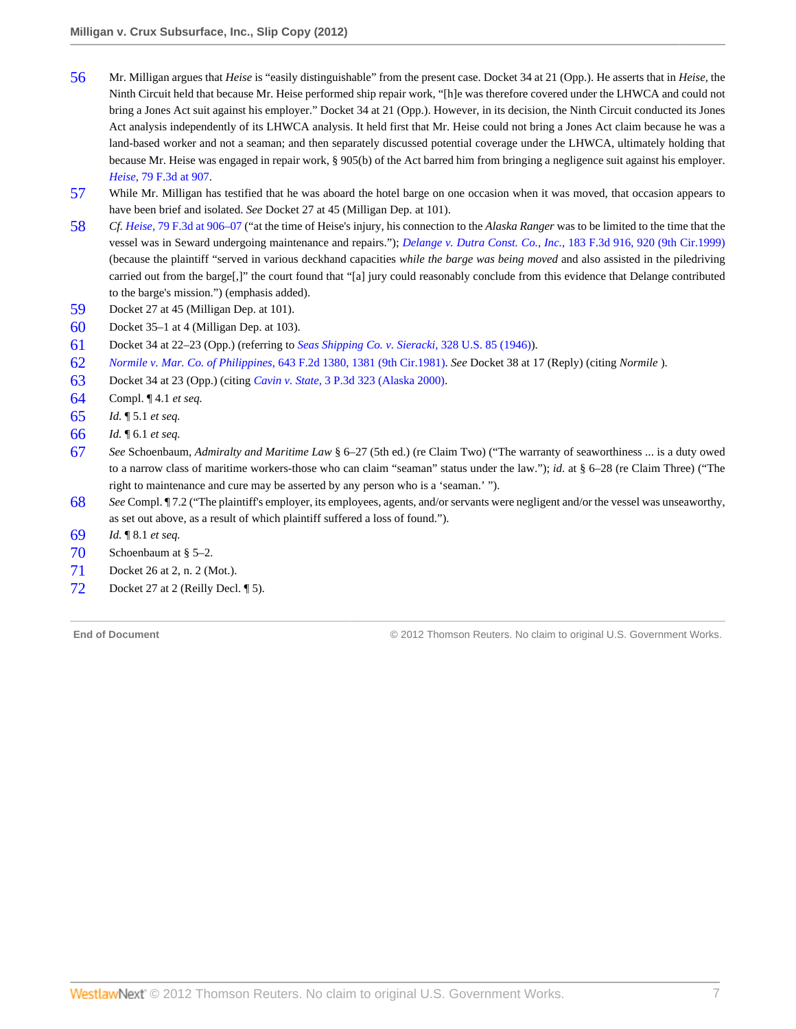56 Mr. Milligan argues that *Heise* is "easily distinguishable" from the present case. Docket 34 at 21 (Opp.). He asserts that in *Heise,* the Ninth Circuit held that because Mr. Heise performed ship repair work, "[h]e was therefore covered under the LHWCA and could not bring a Jones Act suit against his employer." Docket 34 at 21 (Opp.). However, in its decision, the Ninth Circuit conducted its Jones Act analysis independently of its LHWCA analysis. It held first that Mr. Heise could not bring a Jones Act claim because he was a land-based worker and not a seaman; and then separately discussed potential coverage under the LHWCA, ultimately holding that because Mr. Heise was engaged in repair work, § 905(b) of the Act barred him from bringing a negligence suit against his employer. *Heise,* 79 F.3d at 907.

57 While Mr. Milligan has testified that he was aboard the hotel barge on one occasion when it was moved, that occasion appears to have been brief and isolated. *See* Docket 27 at 45 (Milligan Dep. at 101).

58 *Cf. Heise,* 79 F.3d at 906–07 ("at the time of Heise's injury, his connection to the *Alaska Ranger* was to be limited to the time that the vessel was in Seward undergoing maintenance and repairs."); *Delange v. Dutra Const. Co., Inc.,* 183 F.3d 916, 920 (9th Cir.1999) (because the plaintiff "served in various deckhand capacities *while the barge was being moved* and also assisted in the piledriving carried out from the barge[,]" the court found that "[a] jury could reasonably conclude from this evidence that Delange contributed to the barge's mission.") (emphasis added).

59 Docket 27 at 45 (Milligan Dep. at 101).

60 Docket 35–1 at 4 (Milligan Dep. at 103).

61 Docket 34 at 22–23 (Opp.) (referring to *Seas Shipping Co. v. Sieracki,* 328 U.S. 85 (1946)).

62 *Normile v. Mar. Co. of Philippines,* 643 F.2d 1380, 1381 (9th Cir.1981). *See* Docket 38 at 17 (Reply) (citing *Normile* ).

63 Docket 34 at 23 (Opp.) (citing *Cavin v. State,* 3 P.3d 323 (Alaska 2000).

64 Compl. ¶ 4.1 *et seq.*

65 *Id.* ¶ 5.1 *et seq.*

66 *Id.* ¶ 6.1 *et seq.*

67 *See* Schoenbaum, *Admiralty and Maritime Law* § 6–27 (5th ed.) (re Claim Two) ("The warranty of seaworthiness ... is a duty owed to a narrow class of maritime workers-those who can claim "seaman" status under the law."); *id.* at § 6–28 (re Claim Three) ("The right to maintenance and cure may be asserted by any person who is a 'seaman.' ").

68 *See* Compl. ¶ 7.2 ("The plaintiff's employer, its employees, agents, and/or servants were negligent and/or the vessel was unseaworthy, as set out above, as a result of which plaintiff suffered a loss of found.").

69 *Id.* ¶ 8.1 *et seq.*

70 Schoenbaum at § 5–2.

71 Docket 26 at 2, n. 2 (Mot.).

72 Docket 27 at 2 (Reilly Decl. ¶ 5).

**End of Document** © 2012 Thomson Reuters. No claim to original U.S. Government Works.